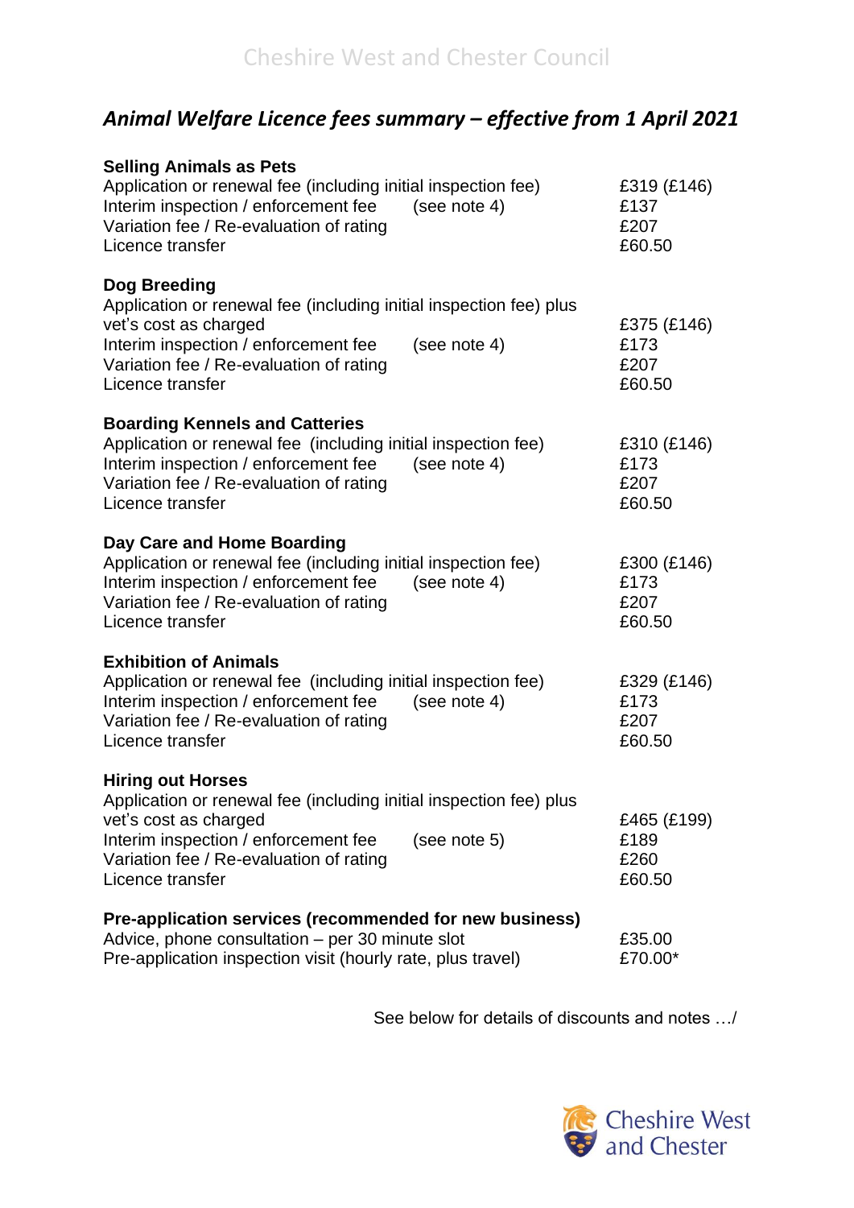Cheshire West and Chester Council

# *Animal Welfare Licence fees summary – effective from 1 April 2021*

**Selling Animals as Pets**

| | | |
|---|---|---|
| Application or renewal fee (including initial inspection fee) | | £319 (£146) |
| Interim inspection / enforcement fee | (see note 4) | £137 |
| Variation fee / Re-evaluation of rating | | £207 |
| Licence transfer | | £60.50 |

**Dog Breeding**

| | | |
|---|---|---|
| Application or renewal fee (including initial inspection fee) plus vet's cost as charged | | £375 (£146) |
| Interim inspection / enforcement fee | (see note 4) | £173 |
| Variation fee / Re-evaluation of rating | | £207 |
| Licence transfer | | £60.50 |

**Boarding Kennels and Catteries**

| | | |
|---|---|---|
| Application or renewal fee (including initial inspection fee) | | £310 (£146) |
| Interim inspection / enforcement fee | (see note 4) | £173 |
| Variation fee / Re-evaluation of rating | | £207 |
| Licence transfer | | £60.50 |

**Day Care and Home Boarding**

| | | |
|---|---|---|
| Application or renewal fee (including initial inspection fee) | | £300 (£146) |
| Interim inspection / enforcement fee | (see note 4) | £173 |
| Variation fee / Re-evaluation of rating | | £207 |
| Licence transfer | | £60.50 |

**Exhibition of Animals**

| | | |
|---|---|---|
| Application or renewal fee (including initial inspection fee) | | £329 (£146) |
| Interim inspection / enforcement fee | (see note 4) | £173 |
| Variation fee / Re-evaluation of rating | | £207 |
| Licence transfer | | £60.50 |

**Hiring out Horses**

| | | |
|---|---|---|
| Application or renewal fee (including initial inspection fee) plus vet's cost as charged | | £465 (£199) |
| Interim inspection / enforcement fee | (see note 5) | £189 |
| Variation fee / Re-evaluation of rating | | £260 |
| Licence transfer | | £60.50 |

**Pre-application services (recommended for new business)**

| | |
|---|---|
| Advice, phone consultation – per 30 minute slot | £35.00 |
| Pre-application inspection visit (hourly rate, plus travel) | £70.00* |

See below for details of discounts and notes …/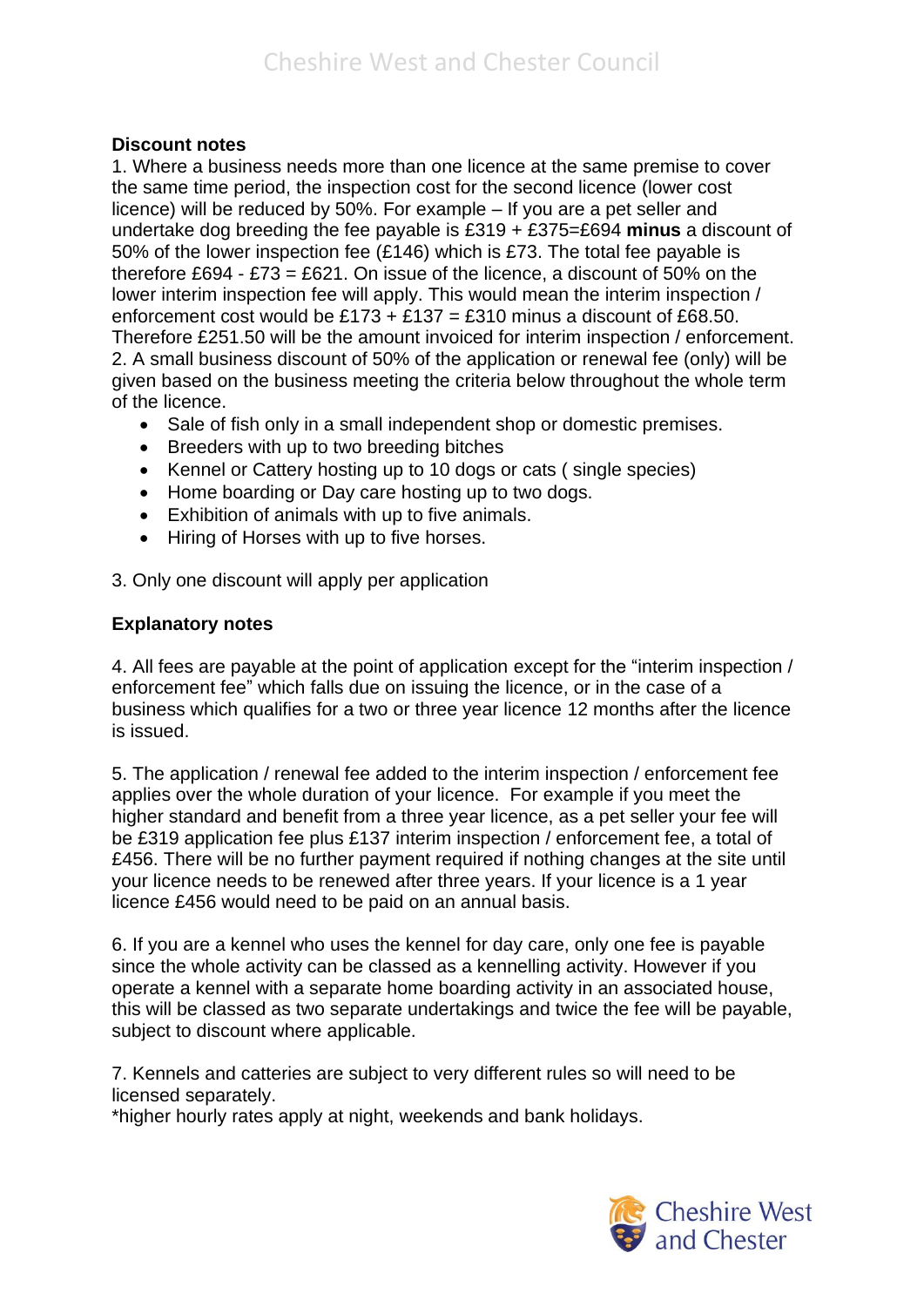**Discount notes**

1. Where a business needs more than one licence at the same premise to cover the same time period, the inspection cost for the second licence (lower cost licence) will be reduced by 50%. For example – If you are a pet seller and undertake dog breeding the fee payable is £319 + £375=£694 **minus** a discount of 50% of the lower inspection fee (£146) which is £73. The total fee payable is therefore £694 - £73 = £621. On issue of the licence, a discount of 50% on the lower interim inspection fee will apply. This would mean the interim inspection / enforcement cost would be £173 + £137 = £310 minus a discount of £68.50. Therefore £251.50 will be the amount invoiced for interim inspection / enforcement.
2. A small business discount of 50% of the application or renewal fee (only) will be given based on the business meeting the criteria below throughout the whole term of the licence.
   - Sale of fish only in a small independent shop or domestic premises.
   - Breeders with up to two breeding bitches
   - Kennel or Cattery hosting up to 10 dogs or cats ( single species)
   - Home boarding or Day care hosting up to two dogs.
   - Exhibition of animals with up to five animals.
   - Hiring of Horses with up to five horses.
3. Only one discount will apply per application

**Explanatory notes**

4. All fees are payable at the point of application except for the "interim inspection / enforcement fee" which falls due on issuing the licence, or in the case of a business which qualifies for a two or three year licence 12 months after the licence is issued.

5. The application / renewal fee added to the interim inspection / enforcement fee applies over the whole duration of your licence. For example if you meet the higher standard and benefit from a three year licence, as a pet seller your fee will be £319 application fee plus £137 interim inspection / enforcement fee, a total of £456. There will be no further payment required if nothing changes at the site until your licence needs to be renewed after three years. If your licence is a 1 year licence £456 would need to be paid on an annual basis.

6. If you are a kennel who uses the kennel for day care, only one fee is payable since the whole activity can be classed as a kennelling activity. However if you operate a kennel with a separate home boarding activity in an associated house, this will be classed as two separate undertakings and twice the fee will be payable, subject to discount where applicable.

7. Kennels and catteries are subject to very different rules so will need to be licensed separately.

*higher hourly rates apply at night, weekends and bank holidays.